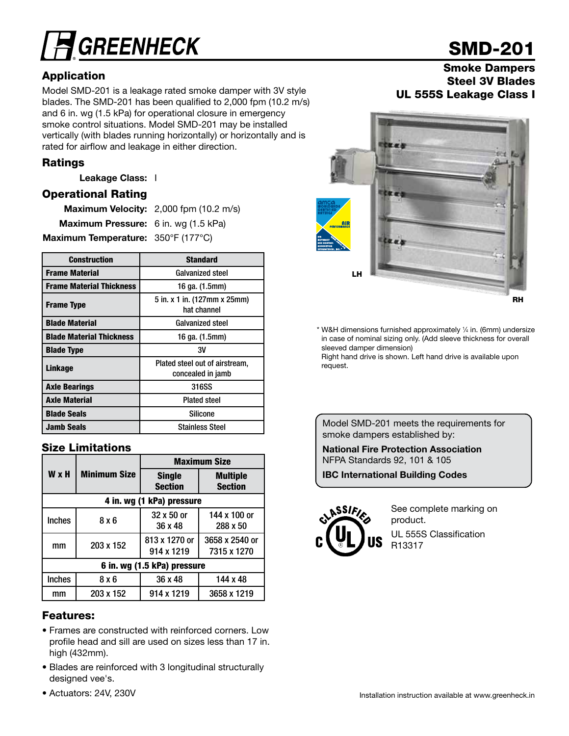# GREENHECK

# SMD-201

**Smoke Dampers**
**Steel 3V Blades**
**UL 555S Leakage Class I**

## Application

Model SMD-201 is a leakage rated smoke damper with 3V style blades. The SMD-201 has been qualified to 2,000 fpm (10.2 m/s) and 6 in. wg (1.5 kPa) for operational closure in emergency smoke control situations. Model SMD-201 may be installed vertically (with blades running horizontally) or horizontally and is rated for airflow and leakage in either direction.

## Ratings

**Leakage Class:** I

## Operational Rating

**Maximum Velocity:** 2,000 fpm (10.2 m/s)

**Maximum Pressure:** 6 in. wg (1.5 kPa)

**Maximum Temperature:** 350°F (177°C)

| Construction | Standard |
|---|---|
| **Frame Material** | Galvanized steel |
| **Frame Material Thickness** | 16 ga. (1.5mm) |
| **Frame Type** | 5 in. x 1 in. (127mm x 25mm) hat channel |
| **Blade Material** | Galvanized steel |
| **Blade Material Thickness** | 16 ga. (1.5mm) |
| **Blade Type** | 3V |
| **Linkage** | Plated steel out of airstream, concealed in jamb |
| **Axle Bearings** | 316SS |
| **Axle Material** | Plated steel |
| **Blade Seals** | Silicone |
| **Jamb Seals** | Stainless Steel |

## Size Limitations

| W x H | Minimum Size | Maximum Size | |
|---|---|---|---|
| | | Single Section | Multiple Section |
| **4 in. wg (1 kPa) pressure** | | | |
| Inches | 8 x 6 | 32 x 50 or 36 x 48 | 144 x 100 or 288 x 50 |
| mm | 203 x 152 | 813 x 1270 or 914 x 1219 | 3658 x 2540 or 7315 x 1270 |
| **6 in. wg (1.5 kPa) pressure** | | | |
| Inches | 8 x 6 | 36 x 48 | 144 x 48 |
| mm | 203 x 152 | 914 x 1219 | 3658 x 1219 |

## Features:

- Frames are constructed with reinforced corners. Low profile head and sill are used on sizes less than 17 in. high (432mm).
- Blades are reinforced with 3 longitudinal structurally designed vee's.
- Actuators: 24V, 230V

LH

RH

\* W&H dimensions furnished approximately ¼ in. (6mm) undersize in case of nominal sizing only. (Add sleeve thickness for overall sleeved damper dimension)
Right hand drive is shown. Left hand drive is available upon request.

Model SMD-201 meets the requirements for smoke dampers established by:

**National Fire Protection Association**
NFPA Standards 92, 101 & 105

**IBC International Building Codes**

See complete marking on product.

UL 555S Classification R13317

Installation instruction available at www.greenheck.in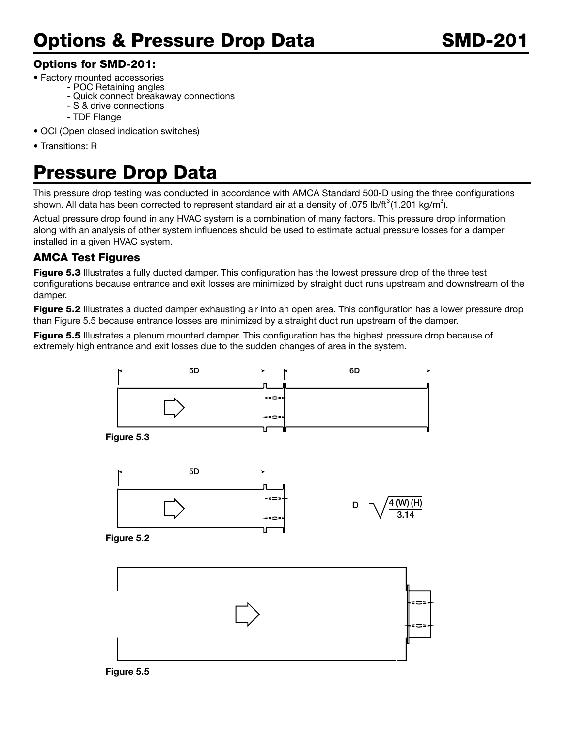# Options & Pressure Drop Data

### Options for SMD-201:

- Factory mounted accessories
  - POC Retaining angles
  - Quick connect breakaway connections
  - S & drive connections
  - TDF Flange
- OCI (Open closed indication switches)
- Transitions: R

# Pressure Drop Data

This pressure drop testing was conducted in accordance with AMCA Standard 500-D using the three configurations shown. All data has been corrected to represent standard air at a density of .075 lb/ft$^3$ (1.201 kg/m$^3$).

Actual pressure drop found in any HVAC system is a combination of many factors. This pressure drop information along with an analysis of other system influences should be used to estimate actual pressure losses for a damper installed in a given HVAC system.

### AMCA Test Figures

**Figure 5.3** Illustrates a fully ducted damper. This configuration has the lowest pressure drop of the three test configurations because entrance and exit losses are minimized by straight duct runs upstream and downstream of the damper.

**Figure 5.2** Illustrates a ducted damper exhausting air into an open area. This configuration has a lower pressure drop than Figure 5.5 because entrance losses are minimized by a straight duct run upstream of the damper.

**Figure 5.5** Illustrates a plenum mounted damper. This configuration has the highest pressure drop because of extremely high entrance and exit losses due to the sudden changes of area in the system.

5D 6D

**Figure 5.3**

5D

$$D = \sqrt{\frac{4\,(W)\,(H)}{3.14}}$$

**Figure 5.2**

**Figure 5.5**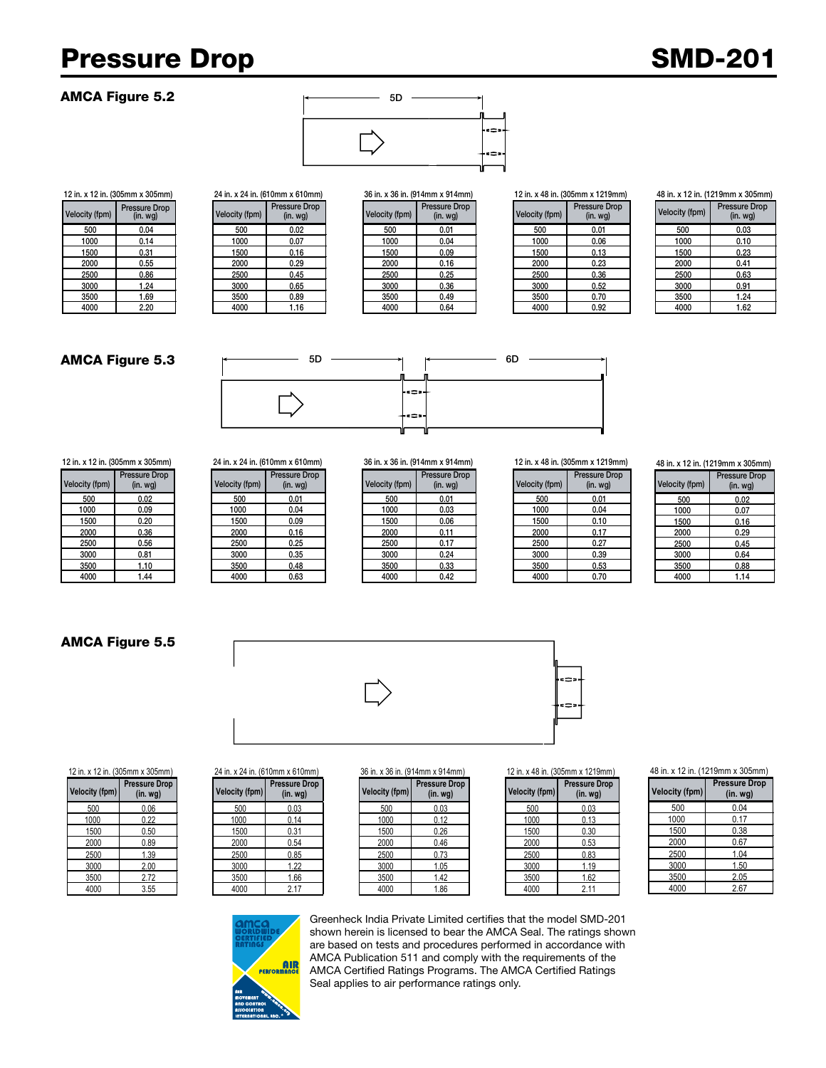# Pressure Drop

## SMD-201

### AMCA Figure 5.2

5D

12 in. x 12 in. (305mm x 305mm)

| Velocity (fpm) | Pressure Drop (in. wg) |
|---|---|
| 500 | 0.04 |
| 1000 | 0.14 |
| 1500 | 0.31 |
| 2000 | 0.55 |
| 2500 | 0.86 |
| 3000 | 1.24 |
| 3500 | 1.69 |
| 4000 | 2.20 |

24 in. x 24 in. (610mm x 610mm)

| Velocity (fpm) | Pressure Drop (in. wg) |
|---|---|
| 500 | 0.02 |
| 1000 | 0.07 |
| 1500 | 0.16 |
| 2000 | 0.29 |
| 2500 | 0.45 |
| 3000 | 0.65 |
| 3500 | 0.89 |
| 4000 | 1.16 |

36 in. x 36 in. (914mm x 914mm)

| Velocity (fpm) | Pressure Drop (in. wg) |
|---|---|
| 500 | 0.01 |
| 1000 | 0.04 |
| 1500 | 0.09 |
| 2000 | 0.16 |
| 2500 | 0.25 |
| 3000 | 0.36 |
| 3500 | 0.49 |
| 4000 | 0.64 |

12 in. x 48 in. (305mm x 1219mm)

| Velocity (fpm) | Pressure Drop (in. wg) |
|---|---|
| 500 | 0.01 |
| 1000 | 0.06 |
| 1500 | 0.13 |
| 2000 | 0.23 |
| 2500 | 0.36 |
| 3000 | 0.52 |
| 3500 | 0.70 |
| 4000 | 0.92 |

48 in. x 12 in. (1219mm x 305mm)

| Velocity (fpm) | Pressure Drop (in. wg) |
|---|---|
| 500 | 0.03 |
| 1000 | 0.10 |
| 1500 | 0.23 |
| 2000 | 0.41 |
| 2500 | 0.63 |
| 3000 | 0.91 |
| 3500 | 1.24 |
| 4000 | 1.62 |

### AMCA Figure 5.3

5D 6D

12 in. x 12 in. (305mm x 305mm)

| Velocity (fpm) | Pressure Drop (in. wg) |
|---|---|
| 500 | 0.02 |
| 1000 | 0.09 |
| 1500 | 0.20 |
| 2000 | 0.36 |
| 2500 | 0.56 |
| 3000 | 0.81 |
| 3500 | 1.10 |
| 4000 | 1.44 |

24 in. x 24 in. (610mm x 610mm)

| Velocity (fpm) | Pressure Drop (in. wg) |
|---|---|
| 500 | 0.01 |
| 1000 | 0.04 |
| 1500 | 0.09 |
| 2000 | 0.16 |
| 2500 | 0.25 |
| 3000 | 0.35 |
| 3500 | 0.48 |
| 4000 | 0.63 |

36 in. x 36 in. (914mm x 914mm)

| Velocity (fpm) | Pressure Drop (in. wg) |
|---|---|
| 500 | 0.01 |
| 1000 | 0.03 |
| 1500 | 0.06 |
| 2000 | 0.11 |
| 2500 | 0.17 |
| 3000 | 0.24 |
| 3500 | 0.33 |
| 4000 | 0.42 |

12 in. x 48 in. (305mm x 1219mm)

| Velocity (fpm) | Pressure Drop (in. wg) |
|---|---|
| 500 | 0.01 |
| 1000 | 0.04 |
| 1500 | 0.10 |
| 2000 | 0.17 |
| 2500 | 0.27 |
| 3000 | 0.39 |
| 3500 | 0.53 |
| 4000 | 0.70 |

48 in. x 12 in. (1219mm x 305mm)

| Velocity (fpm) | Pressure Drop (in. wg) |
|---|---|
| 500 | 0.02 |
| 1000 | 0.07 |
| 1500 | 0.16 |
| 2000 | 0.29 |
| 2500 | 0.45 |
| 3000 | 0.64 |
| 3500 | 0.88 |
| 4000 | 1.14 |

### AMCA Figure 5.5

12 in. x 12 in. (305mm x 305mm)

| Velocity (fpm) | Pressure Drop (in. wg) |
|---|---|
| 500 | 0.06 |
| 1000 | 0.22 |
| 1500 | 0.50 |
| 2000 | 0.89 |
| 2500 | 1.39 |
| 3000 | 2.00 |
| 3500 | 2.72 |
| 4000 | 3.55 |

24 in. x 24 in. (610mm x 610mm)

| Velocity (fpm) | Pressure Drop (in. wg) |
|---|---|
| 500 | 0.03 |
| 1000 | 0.14 |
| 1500 | 0.31 |
| 2000 | 0.54 |
| 2500 | 0.85 |
| 3000 | 1.22 |
| 3500 | 1.66 |
| 4000 | 2.17 |

36 in. x 36 in. (914mm x 914mm)

| Velocity (fpm) | Pressure Drop (in. wg) |
|---|---|
| 500 | 0.03 |
| 1000 | 0.12 |
| 1500 | 0.26 |
| 2000 | 0.46 |
| 2500 | 0.73 |
| 3000 | 1.05 |
| 3500 | 1.42 |
| 4000 | 1.86 |

12 in. x 48 in. (305mm x 1219mm)

| Velocity (fpm) | Pressure Drop (in. wg) |
|---|---|
| 500 | 0.03 |
| 1000 | 0.13 |
| 1500 | 0.30 |
| 2000 | 0.53 |
| 2500 | 0.83 |
| 3000 | 1.19 |
| 3500 | 1.62 |
| 4000 | 2.11 |

48 in. x 12 in. (1219mm x 305mm)

| Velocity (fpm) | Pressure Drop (in. wg) |
|---|---|
| 500 | 0.04 |
| 1000 | 0.17 |
| 1500 | 0.38 |
| 2000 | 0.67 |
| 2500 | 1.04 |
| 3000 | 1.50 |
| 3500 | 2.05 |
| 4000 | 2.67 |

Greenheck India Private Limited certifies that the model SMD-201 shown herein is licensed to bear the AMCA Seal. The ratings shown are based on tests and procedures performed in accordance with AMCA Publication 511 and comply with the requirements of the AMCA Certified Ratings Programs. The AMCA Certified Ratings Seal applies to air performance ratings only.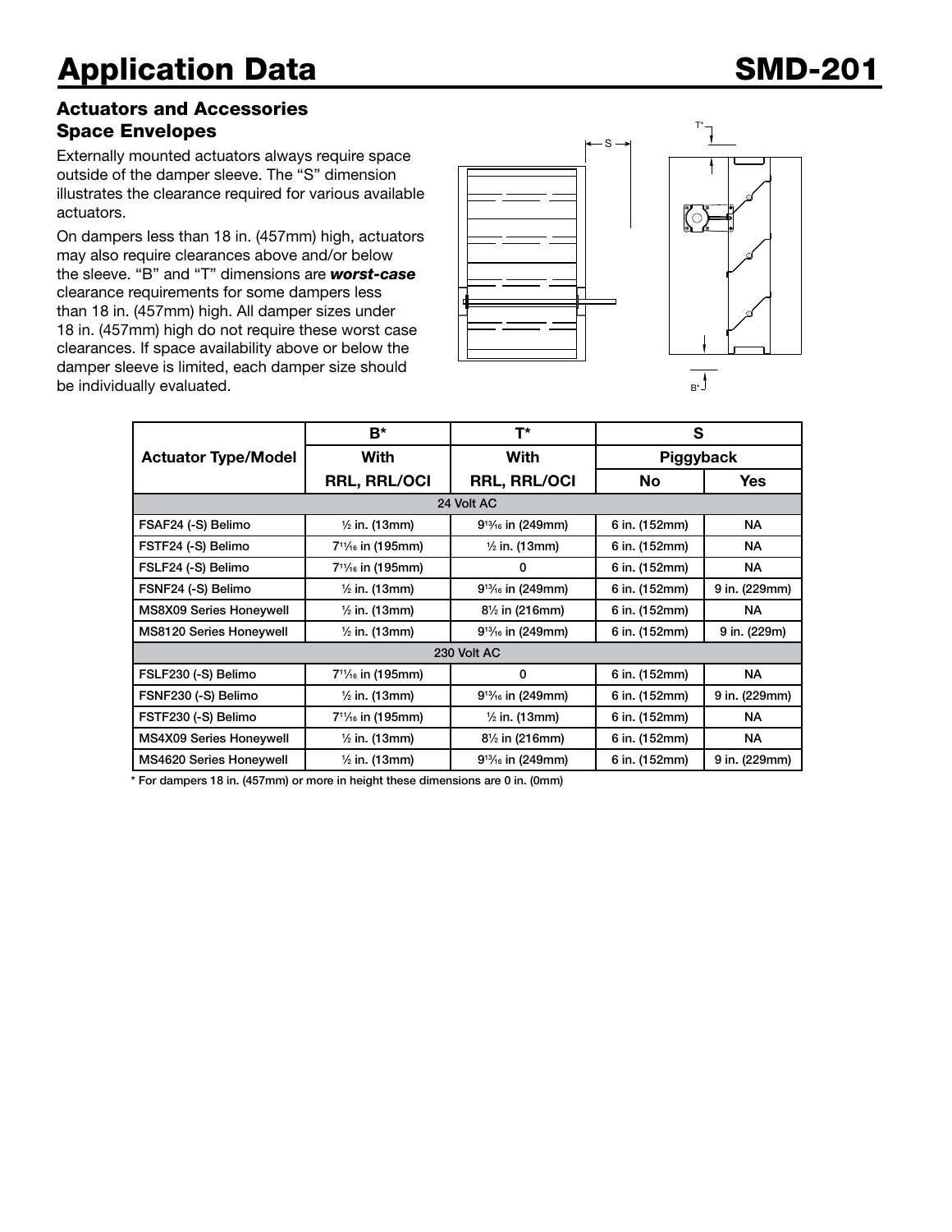# Application Data

## SMD-201

### Actuators and Accessories Space Envelopes

Externally mounted actuators always require space outside of the damper sleeve. The "S" dimension illustrates the clearance required for various available actuators.

On dampers less than 18 in. (457mm) high, actuators may also require clearances above and/or below the sleeve. "B" and "T" dimensions are ***worst-case*** clearance requirements for some dampers less than 18 in. (457mm) high. All damper sizes under 18 in. (457mm) high do not require these worst case clearances. If space availability above or below the damper sleeve is limited, each damper size should be individually evaluated.

| Actuator Type/Model | B* | T* | S | |
|---|---|---|---|---|
| | With | With | Piggyback | |
| | RRL, RRL/OCI | RRL, RRL/OCI | No | Yes |
| **24 Volt AC** | | | | |
| FSAF24 (-S) Belimo | ½ in. (13mm) | 9¹³⁄₁₆ in (249mm) | 6 in. (152mm) | NA |
| FSTF24 (-S) Belimo | 7¹¹⁄₁₆ in (195mm) | ½ in. (13mm) | 6 in. (152mm) | NA |
| FSLF24 (-S) Belimo | 7¹¹⁄₁₆ in (195mm) | 0 | 6 in. (152mm) | NA |
| FSNF24 (-S) Belimo | ½ in. (13mm) | 9¹³⁄₁₆ in (249mm) | 6 in. (152mm) | 9 in. (229mm) |
| MS8X09 Series Honeywell | ½ in. (13mm) | 8½ in (216mm) | 6 in. (152mm) | NA |
| MS8120 Series Honeywell | ½ in. (13mm) | 9¹³⁄₁₆ in (249mm) | 6 in. (152mm) | 9 in. (229m) |
| **230 Volt AC** | | | | |
| FSLF230 (-S) Belimo | 7¹¹⁄₁₆ in (195mm) | 0 | 6 in. (152mm) | NA |
| FSNF230 (-S) Belimo | ½ in. (13mm) | 9¹³⁄₁₆ in (249mm) | 6 in. (152mm) | 9 in. (229mm) |
| FSTF230 (-S) Belimo | 7¹¹⁄₁₆ in (195mm) | ½ in. (13mm) | 6 in. (152mm) | NA |
| MS4X09 Series Honeywell | ½ in. (13mm) | 8½ in (216mm) | 6 in. (152mm) | NA |
| MS4620 Series Honeywell | ½ in. (13mm) | 9¹³⁄₁₆ in (249mm) | 6 in. (152mm) | 9 in. (229mm) |

\* For dampers 18 in. (457mm) or more in height these dimensions are 0 in. (0mm)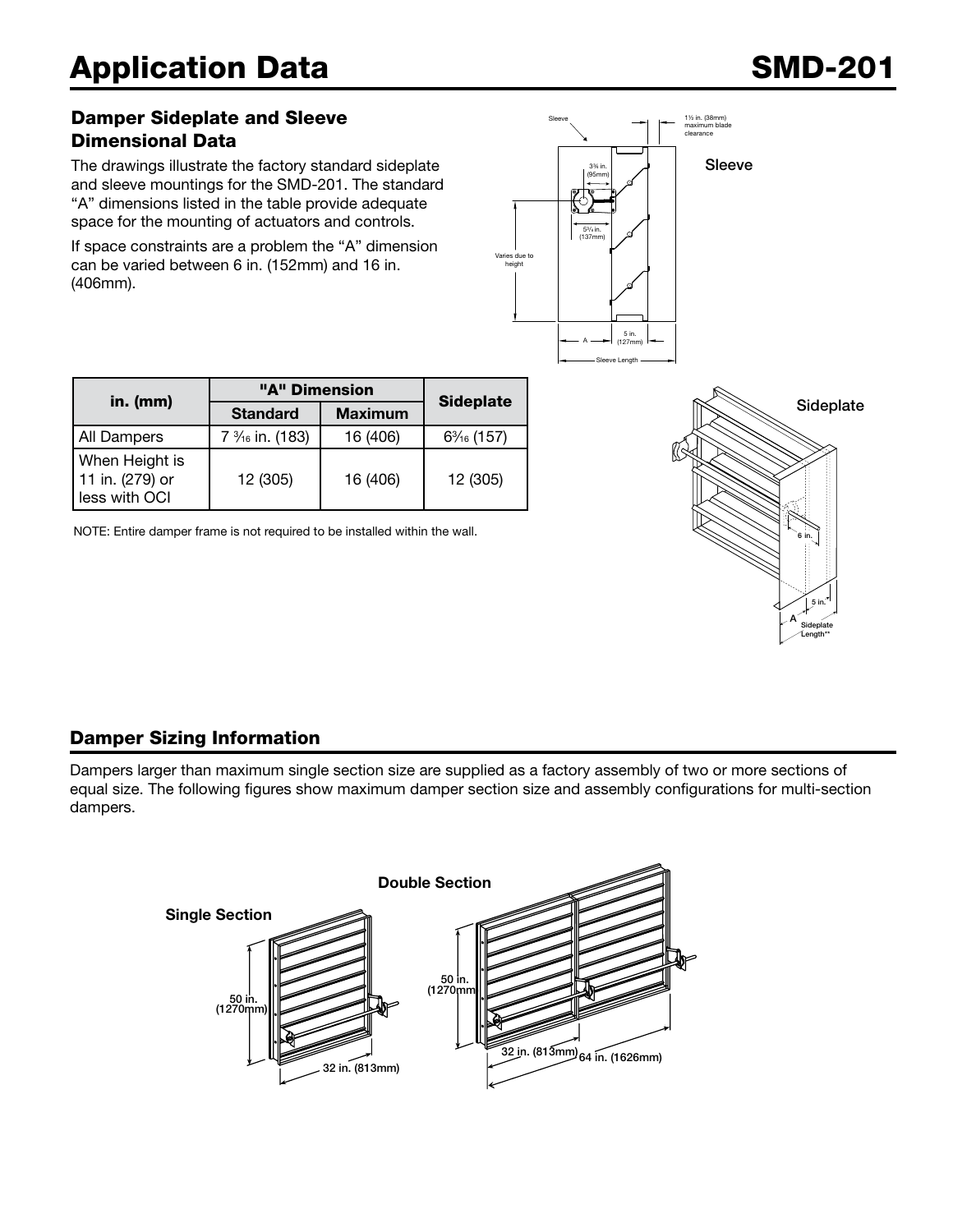# Application Data

## Damper Sideplate and Sleeve Dimensional Data

The drawings illustrate the factory standard sideplate and sleeve mountings for the SMD-201. The standard "A" dimensions listed in the table provide adequate space for the mounting of actuators and controls.

If space constraints are a problem the "A" dimension can be varied between 6 in. (152mm) and 16 in. (406mm).

| in. (mm) | "A" Dimension | | Sideplate |
|---|---|---|---|
| | Standard | Maximum | |
| All Dampers | 7 3⁄16 in. (183) | 16 (406) | 6 3⁄16 (157) |
| When Height is 11 in. (279) or less with OCI | 12 (305) | 16 (406) | 12 (305) |

NOTE: Entire damper frame is not required to be installed within the wall.

## Damper Sizing Information

Dampers larger than maximum single section size are supplied as a factory assembly of two or more sections of equal size. The following figures show maximum damper section size and assembly configurations for multi-section dampers.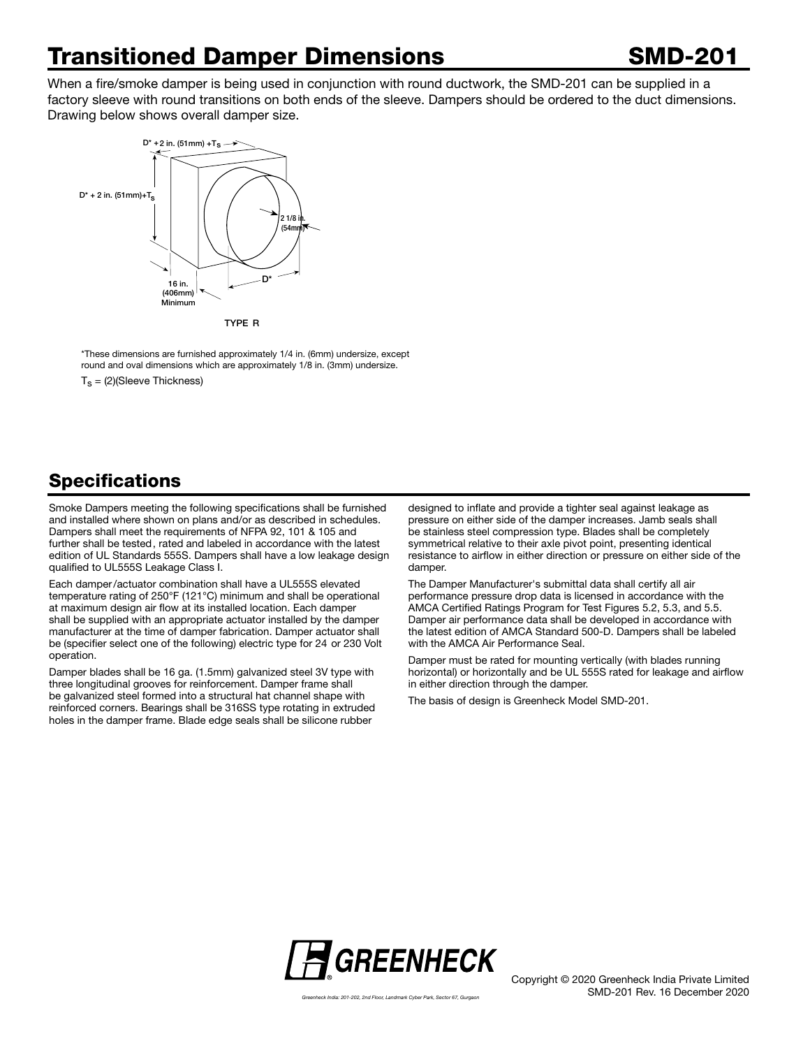# Transitioned Damper Dimensions SMD-201

When a fire/smoke damper is being used in conjunction with round ductwork, the SMD-201 can be supplied in a factory sleeve with round transitions on both ends of the sleeve. Dampers should be ordered to the duct dimensions. Drawing below shows overall damper size.

D* +2 in. (51mm) +$T_S$

D* + 2 in. (51mm)+$T_S$

2 1/8 in. (54mm)

16 in. (406mm) Minimum

D*

TYPE R

*These dimensions are furnished approximately 1/4 in. (6mm) undersize, except round and oval dimensions which are approximately 1/8 in. (3mm) undersize.

$T_S$ = (2)(Sleeve Thickness)

## Specifications

Smoke Dampers meeting the following specifications shall be furnished and installed where shown on plans and/or as described in schedules. Dampers shall meet the requirements of NFPA 92, 101 & 105 and further shall be tested, rated and labeled in accordance with the latest edition of UL Standards 555S. Dampers shall have a low leakage design qualified to UL555S Leakage Class I.

Each damper/actuator combination shall have a UL555S elevated temperature rating of 250°F (121°C) minimum and shall be operational at maximum design air flow at its installed location. Each damper shall be supplied with an appropriate actuator installed by the damper manufacturer at the time of damper fabrication. Damper actuator shall be (specifier select one of the following) electric type for 24 or 230 Volt operation.

Damper blades shall be 16 ga. (1.5mm) galvanized steel 3V type with three longitudinal grooves for reinforcement. Damper frame shall be galvanized steel formed into a structural hat channel shape with reinforced corners. Bearings shall be 316SS type rotating in extruded holes in the damper frame. Blade edge seals shall be silicone rubber designed to inflate and provide a tighter seal against leakage as pressure on either side of the damper increases. Jamb seals shall be stainless steel compression type. Blades shall be completely symmetrical relative to their axle pivot point, presenting identical resistance to airflow in either direction or pressure on either side of the damper.

The Damper Manufacturer's submittal data shall certify all air performance pressure drop data is licensed in accordance with the AMCA Certified Ratings Program for Test Figures 5.2, 5.3, and 5.5. Damper air performance data shall be developed in accordance with the latest edition of AMCA Standard 500-D. Dampers shall be labeled with the AMCA Air Performance Seal.

Damper must be rated for mounting vertically (with blades running horizontal) or horizontally and be UL 555S rated for leakage and airflow in either direction through the damper.

The basis of design is Greenheck Model SMD-201.

GREENHECK

Greenheck India: 201-202, 2nd Floor, Landmark Cyber Park, Sector 67, Gurgaon

Copyright © 2020 Greenheck India Private Limited
SMD-201 Rev. 16 December 2020